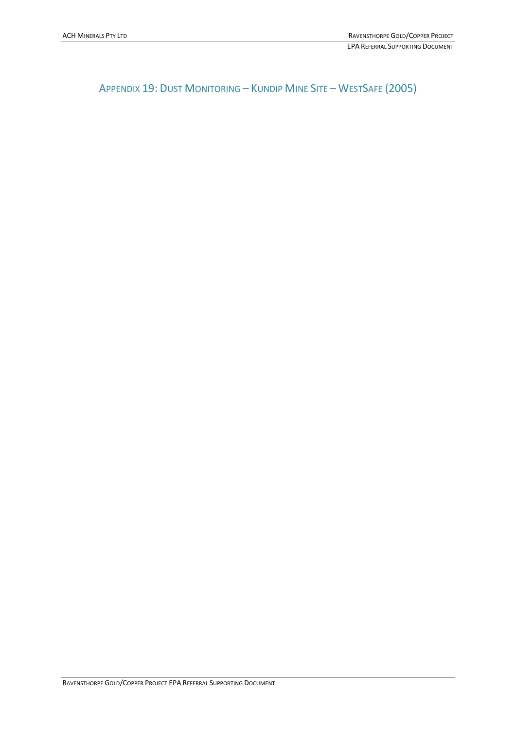# Appendix 19: Dust Monitoring – Kundip Mine Site – WestSafe (2005)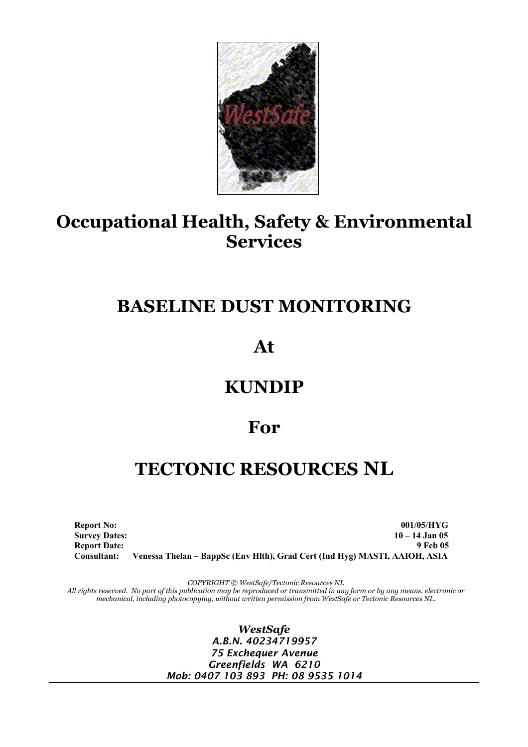# Occupational Health, Safety & Environmental Services

# BASELINE DUST MONITORING

# At

# KUNDIP

# For

# TECTONIC RESOURCES NL

**Report No:** **001/05/HYG**
**Survey Dates:** **10 – 14 Jan 05**
**Report Date:** **9 Feb 05**
**Consultant:** **Venessa Thelan – BappSc (Env Hlth), Grad Cert (Ind Hyg) MASTI, AAIOH, ASIA**

*COPYRIGHT © WestSafe/Tectonic Resources NL*
*All rights reserved. No part of this publication may be reproduced or transmitted in any form or by any means, electronic or mechanical, including photocopying, without written permission from WestSafe or Tectonic Resources NL.*

***WestSafe***
*A.B.N. 40234719957*
*75 Exchequer Avenue*
*Greenfields WA 6210*
*Mob: 0407 103 893 PH: 08 9535 1014*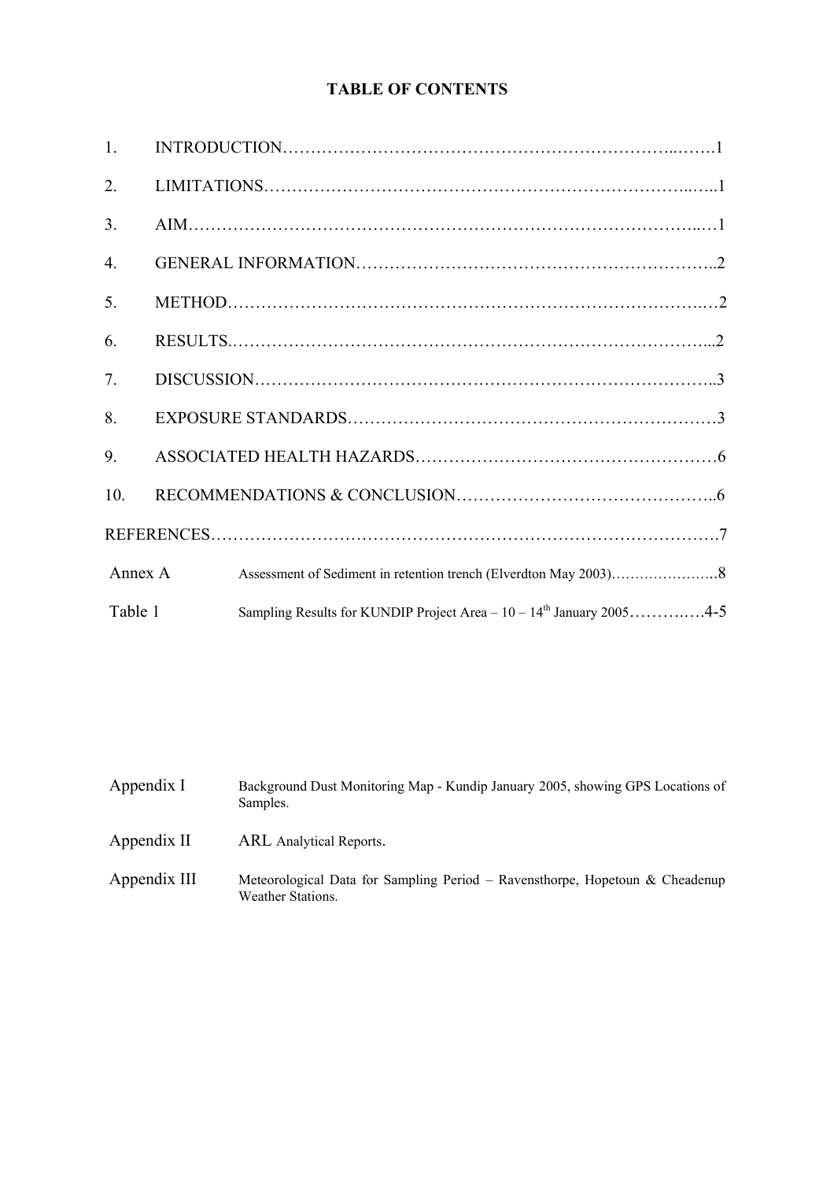# TABLE OF CONTENTS

1. INTRODUCTION……………………………………………………………..…….1
2. LIMITATIONS…………………………………………………………………..…..1
3. AIM……………………………………………………………………………..…1
4. GENERAL INFORMATION……………………………………………………..2
5. METHOD………………………………………………………………………..…2
6. RESULTS.……………………………………………………………………...2
7. DISCUSSION……………………………………………………………………..3
8. EXPOSURE STANDARDS………………………………………………………3
9. ASSOCIATED HEALTH HAZARDS……………………………………………6
10. RECOMMENDATIONS & CONCLUSION……………………………………..6

REFERENCES……………………………………………………………………………7

Annex A Assessment of Sediment in retention trench (Elverdton May 2003)…………………..8

Table 1 Sampling Results for KUNDIP Project Area – 10 – 14th January 2005……….…4-5

Appendix I Background Dust Monitoring Map - Kundip January 2005, showing GPS Locations of Samples.

Appendix II ARL Analytical Reports.

Appendix III Meteorological Data for Sampling Period – Ravensthorpe, Hopetoun & Cheadenup Weather Stations.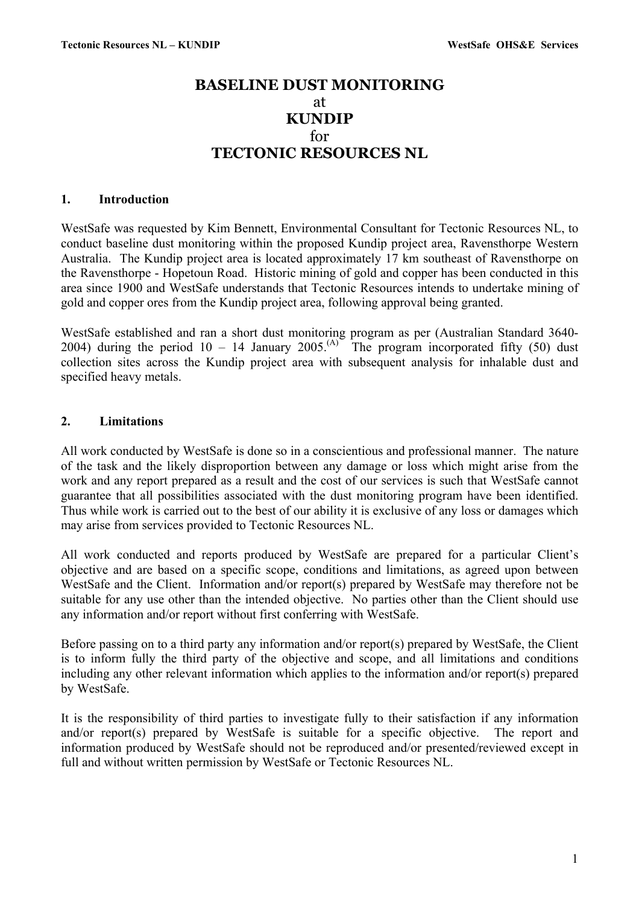# BASELINE DUST MONITORING
at
# KUNDIP
for
# TECTONIC RESOURCES NL

## 1. Introduction

WestSafe was requested by Kim Bennett, Environmental Consultant for Tectonic Resources NL, to conduct baseline dust monitoring within the proposed Kundip project area, Ravensthorpe Western Australia. The Kundip project area is located approximately 17 km southeast of Ravensthorpe on the Ravensthorpe - Hopetoun Road. Historic mining of gold and copper has been conducted in this area since 1900 and WestSafe understands that Tectonic Resources intends to undertake mining of gold and copper ores from the Kundip project area, following approval being granted.

WestSafe established and ran a short dust monitoring program as per (Australian Standard 3640-2004) during the period 10 – 14 January 2005.[A] The program incorporated fifty (50) dust collection sites across the Kundip project area with subsequent analysis for inhalable dust and specified heavy metals.

## 2. Limitations

All work conducted by WestSafe is done so in a conscientious and professional manner. The nature of the task and the likely disproportion between any damage or loss which might arise from the work and any report prepared as a result and the cost of our services is such that WestSafe cannot guarantee that all possibilities associated with the dust monitoring program have been identified. Thus while work is carried out to the best of our ability it is exclusive of any loss or damages which may arise from services provided to Tectonic Resources NL.

All work conducted and reports produced by WestSafe are prepared for a particular Client's objective and are based on a specific scope, conditions and limitations, as agreed upon between WestSafe and the Client. Information and/or report(s) prepared by WestSafe may therefore not be suitable for any use other than the intended objective. No parties other than the Client should use any information and/or report without first conferring with WestSafe.

Before passing on to a third party any information and/or report(s) prepared by WestSafe, the Client is to inform fully the third party of the objective and scope, and all limitations and conditions including any other relevant information which applies to the information and/or report(s) prepared by WestSafe.

It is the responsibility of third parties to investigate fully to their satisfaction if any information and/or report(s) prepared by WestSafe is suitable for a specific objective. The report and information produced by WestSafe should not be reproduced and/or presented/reviewed except in full and without written permission by WestSafe or Tectonic Resources NL.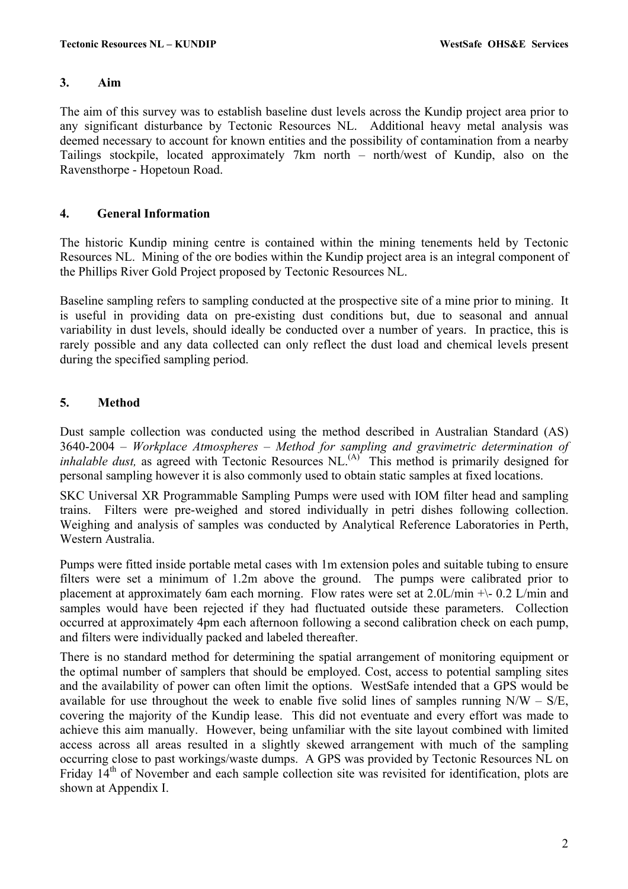## 3. Aim

The aim of this survey was to establish baseline dust levels across the Kundip project area prior to any significant disturbance by Tectonic Resources NL. Additional heavy metal analysis was deemed necessary to account for known entities and the possibility of contamination from a nearby Tailings stockpile, located approximately 7km north – north/west of Kundip, also on the Ravensthorpe - Hopetoun Road.

## 4. General Information

The historic Kundip mining centre is contained within the mining tenements held by Tectonic Resources NL. Mining of the ore bodies within the Kundip project area is an integral component of the Phillips River Gold Project proposed by Tectonic Resources NL.

Baseline sampling refers to sampling conducted at the prospective site of a mine prior to mining. It is useful in providing data on pre-existing dust conditions but, due to seasonal and annual variability in dust levels, should ideally be conducted over a number of years. In practice, this is rarely possible and any data collected can only reflect the dust load and chemical levels present during the specified sampling period.

## 5. Method

Dust sample collection was conducted using the method described in Australian Standard (AS) 3640-2004 – *Workplace Atmospheres – Method for sampling and gravimetric determination of inhalable dust,* as agreed with Tectonic Resources NL.[(A)] This method is primarily designed for personal sampling however it is also commonly used to obtain static samples at fixed locations.

SKC Universal XR Programmable Sampling Pumps were used with IOM filter head and sampling trains. Filters were pre-weighed and stored individually in petri dishes following collection. Weighing and analysis of samples was conducted by Analytical Reference Laboratories in Perth, Western Australia.

Pumps were fitted inside portable metal cases with 1m extension poles and suitable tubing to ensure filters were set a minimum of 1.2m above the ground. The pumps were calibrated prior to placement at approximately 6am each morning. Flow rates were set at 2.0L/min +\- 0.2 L/min and samples would have been rejected if they had fluctuated outside these parameters. Collection occurred at approximately 4pm each afternoon following a second calibration check on each pump, and filters were individually packed and labeled thereafter.

There is no standard method for determining the spatial arrangement of monitoring equipment or the optimal number of samplers that should be employed. Cost, access to potential sampling sites and the availability of power can often limit the options. WestSafe intended that a GPS would be available for use throughout the week to enable five solid lines of samples running N/W – S/E, covering the majority of the Kundip lease. This did not eventuate and every effort was made to achieve this aim manually. However, being unfamiliar with the site layout combined with limited access across all areas resulted in a slightly skewed arrangement with much of the sampling occurring close to past workings/waste dumps. A GPS was provided by Tectonic Resources NL on Friday 14th of November and each sample collection site was revisited for identification, plots are shown at Appendix I.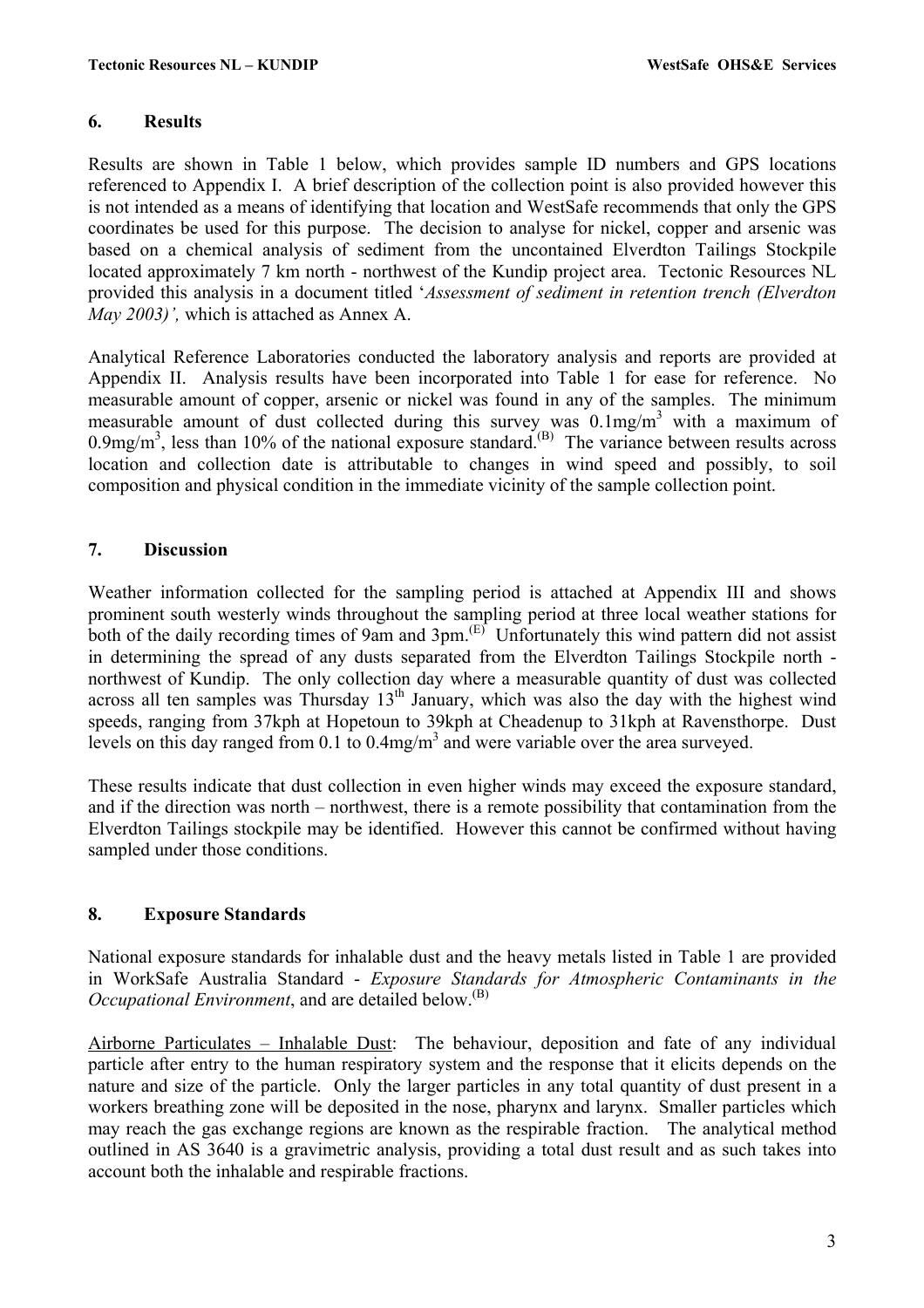## 6. Results

Results are shown in Table 1 below, which provides sample ID numbers and GPS locations referenced to Appendix I. A brief description of the collection point is also provided however this is not intended as a means of identifying that location and WestSafe recommends that only the GPS coordinates be used for this purpose. The decision to analyse for nickel, copper and arsenic was based on a chemical analysis of sediment from the uncontained Elverdton Tailings Stockpile located approximately 7 km north - northwest of the Kundip project area. Tectonic Resources NL provided this analysis in a document titled '*Assessment of sediment in retention trench (Elverdton May 2003)',* which is attached as Annex A.

Analytical Reference Laboratories conducted the laboratory analysis and reports are provided at Appendix II. Analysis results have been incorporated into Table 1 for ease for reference. No measurable amount of copper, arsenic or nickel was found in any of the samples. The minimum measurable amount of dust collected during this survey was $0.1 mg/m^3$ with a maximum of $0.9 mg/m^3$, less than 10% of the national exposure standard.(B) The variance between results across location and collection date is attributable to changes in wind speed and possibly, to soil composition and physical condition in the immediate vicinity of the sample collection point.

## 7. Discussion

Weather information collected for the sampling period is attached at Appendix III and shows prominent south westerly winds throughout the sampling period at three local weather stations for both of the daily recording times of 9am and 3pm.(E) Unfortunately this wind pattern did not assist in determining the spread of any dusts separated from the Elverdton Tailings Stockpile north - northwest of Kundip. The only collection day where a measurable quantity of dust was collected across all ten samples was Thursday 13th January, which was also the day with the highest wind speeds, ranging from 37kph at Hopetoun to 39kph at Cheadenup to 31kph at Ravensthorpe. Dust levels on this day ranged from 0.1 to $0.4 mg/m^3$ and were variable over the area surveyed.

These results indicate that dust collection in even higher winds may exceed the exposure standard, and if the direction was north – northwest, there is a remote possibility that contamination from the Elverdton Tailings stockpile may be identified. However this cannot be confirmed without having sampled under those conditions.

## 8. Exposure Standards

National exposure standards for inhalable dust and the heavy metals listed in Table 1 are provided in WorkSafe Australia Standard - *Exposure Standards for Atmospheric Contaminants in the Occupational Environment*, and are detailed below.(B)

Airborne Particulates – Inhalable Dust: The behaviour, deposition and fate of any individual particle after entry to the human respiratory system and the response that it elicits depends on the nature and size of the particle. Only the larger particles in any total quantity of dust present in a workers breathing zone will be deposited in the nose, pharynx and larynx. Smaller particles which may reach the gas exchange regions are known as the respirable fraction. The analytical method outlined in AS 3640 is a gravimetric analysis, providing a total dust result and as such takes into account both the inhalable and respirable fractions.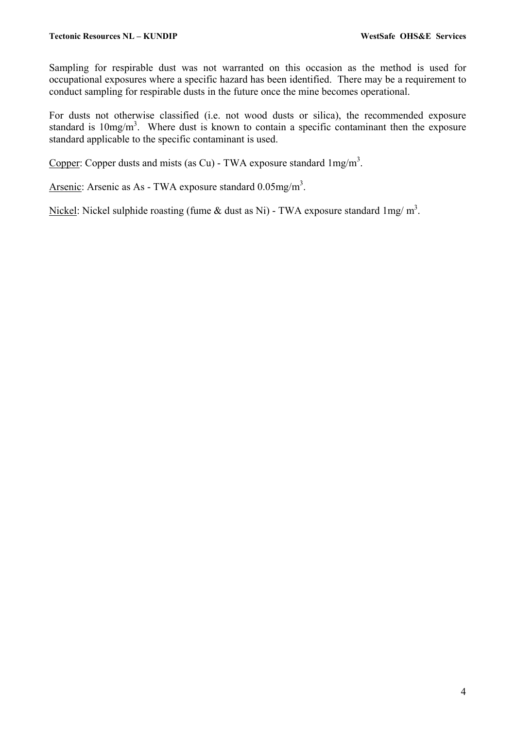Sampling for respirable dust was not warranted on this occasion as the method is used for occupational exposures where a specific hazard has been identified. There may be a requirement to conduct sampling for respirable dusts in the future once the mine becomes operational.

For dusts not otherwise classified (i.e. not wood dusts or silica), the recommended exposure standard is $10mg/m^3$. Where dust is known to contain a specific contaminant then the exposure standard applicable to the specific contaminant is used.

Copper: Copper dusts and mists (as Cu) - TWA exposure standard $1mg/m^3$.

Arsenic: Arsenic as As - TWA exposure standard $0.05mg/m^3$.

Nickel: Nickel sulphide roasting (fume & dust as Ni) - TWA exposure standard $1mg/m^3$.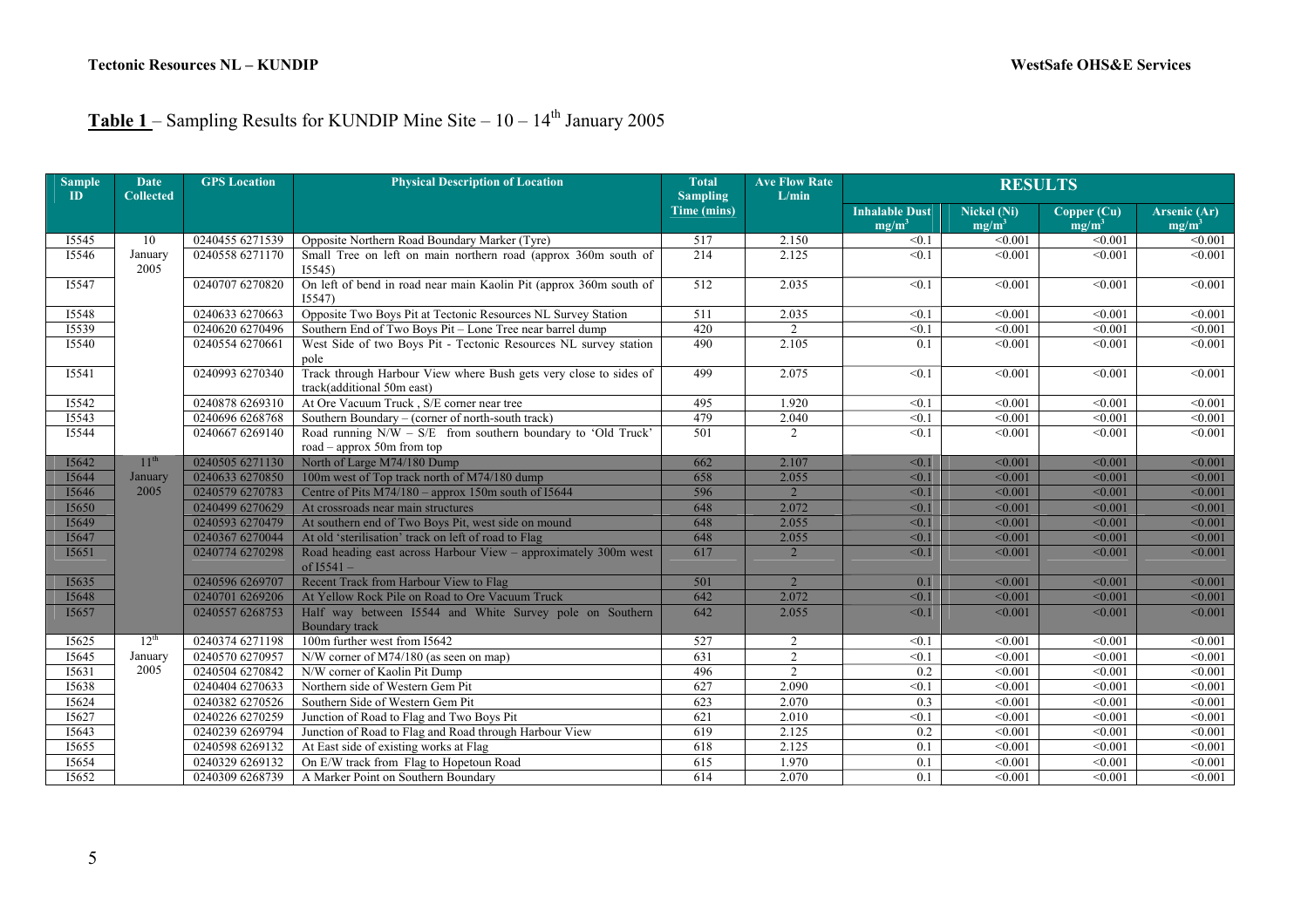**Table 1** – Sampling Results for KUNDIP Mine Site – 10 – 14[th] January 2005

| Sample ID | Date Collected | GPS Location | Physical Description of Location | Total Sampling Time (mins) | Ave Flow Rate L/min | RESULTS | | | |
|---|---|---|---|---|---|---|---|---|---|
| | | | | | | Inhalable Dust $mg/m^3$ | Nickel (Ni) $mg/m^3$ | Copper (Cu) $mg/m^3$ | Arsenic (Ar) $mg/m^3$ |
| I5545 | 10 January 2005 | 0240455 6271539 | Opposite Northern Road Boundary Marker (Tyre) | 517 | 2.150 | <0.1 | <0.001 | <0.001 | <0.001 |
| I5546 | | 0240558 6271170 | Small Tree on left on main northern road (approx 360m south of I5545) | 214 | 2.125 | <0.1 | <0.001 | <0.001 | <0.001 |
| I5547 | | 0240707 6270820 | On left of bend in road near main Kaolin Pit (approx 360m south of I5547) | 512 | 2.035 | <0.1 | <0.001 | <0.001 | <0.001 |
| I5548 | | 0240633 6270663 | Opposite Two Boys Pit at Tectonic Resources NL Survey Station | 511 | 2.035 | <0.1 | <0.001 | <0.001 | <0.001 |
| I5539 | | 0240620 6270496 | Southern End of Two Boys Pit – Lone Tree near barrel dump | 420 | 2 | <0.1 | <0.001 | <0.001 | <0.001 |
| I5540 | | 0240554 6270661 | West Side of two Boys Pit - Tectonic Resources NL survey station pole | 490 | 2.105 | 0.1 | <0.001 | <0.001 | <0.001 |
| I5541 | | 0240993 6270340 | Track through Harbour View where Bush gets very close to sides of track(additional 50m east) | 499 | 2.075 | <0.1 | <0.001 | <0.001 | <0.001 |
| I5542 | | 0240878 6269310 | At Ore Vacuum Truck , S/E corner near tree | 495 | 1.920 | <0.1 | <0.001 | <0.001 | <0.001 |
| I5543 | | 0240696 6268768 | Southern Boundary – (corner of north-south track) | 479 | 2.040 | <0.1 | <0.001 | <0.001 | <0.001 |
| I5544 | | 0240667 6269140 | Road running N/W – S/E from southern boundary to 'Old Truck' road – approx 50m from top | 501 | 2 | <0.1 | <0.001 | <0.001 | <0.001 |
| I5642 | 11[th] January 2005 | 0240505 6271130 | North of Large M74/180 Dump | 662 | 2.107 | <0.1 | <0.001 | <0.001 | <0.001 |
| I5644 | | 0240633 6270850 | 100m west of Top track north of M74/180 dump | 658 | 2.055 | <0.1 | <0.001 | <0.001 | <0.001 |
| I5646 | | 0240579 6270783 | Centre of Pits M74/180 – approx 150m south of I5644 | 596 | 2 | <0.1 | <0.001 | <0.001 | <0.001 |
| I5650 | | 0240499 6270629 | At crossroads near main structures | 648 | 2.072 | <0.1 | <0.001 | <0.001 | <0.001 |
| I5649 | | 0240593 6270479 | At southern end of Two Boys Pit, west side on mound | 648 | 2.055 | <0.1 | <0.001 | <0.001 | <0.001 |
| I5647 | | 0240367 6270044 | At old 'sterilisation' track on left of road to Flag | 648 | 2.055 | <0.1 | <0.001 | <0.001 | <0.001 |
| I5651 | | 0240774 6270298 | Road heading east across Harbour View – approximately 300m west of I5541 – | 617 | 2 | <0.1 | <0.001 | <0.001 | <0.001 |
| I5635 | | 0240596 6269707 | Recent Track from Harbour View to Flag | 501 | 2 | 0.1 | <0.001 | <0.001 | <0.001 |
| I5648 | | 0240701 6269206 | At Yellow Rock Pile on Road to Ore Vacuum Truck | 642 | 2.072 | <0.1 | <0.001 | <0.001 | <0.001 |
| I5657 | | 0240557 6268753 | Half way between I5544 and White Survey pole on Southern Boundary track | 642 | 2.055 | <0.1 | <0.001 | <0.001 | <0.001 |
| I5625 | 12[th] January 2005 | 0240374 6271198 | 100m further west from I5642 | 527 | 2 | <0.1 | <0.001 | <0.001 | <0.001 |
| I5645 | | 0240570 6270957 | N/W corner of M74/180 (as seen on map) | 631 | 2 | <0.1 | <0.001 | <0.001 | <0.001 |
| I5631 | | 0240504 6270842 | N/W corner of Kaolin Pit Dump | 496 | 2 | 0.2 | <0.001 | <0.001 | <0.001 |
| I5638 | | 0240404 6270633 | Northern side of Western Gem Pit | 627 | 2.090 | <0.1 | <0.001 | <0.001 | <0.001 |
| I5624 | | 0240382 6270526 | Southern Side of Western Gem Pit | 623 | 2.070 | 0.3 | <0.001 | <0.001 | <0.001 |
| I5627 | | 0240226 6270259 | Junction of Road to Flag and Two Boys Pit | 621 | 2.010 | <0.1 | <0.001 | <0.001 | <0.001 |
| I5643 | | 0240239 6269794 | Junction of Road to Flag and Road through Harbour View | 619 | 2.125 | 0.2 | <0.001 | <0.001 | <0.001 |
| I5655 | | 0240598 6269132 | At East side of existing works at Flag | 618 | 2.125 | 0.1 | <0.001 | <0.001 | <0.001 |
| I5654 | | 0240329 6269132 | On E/W track from Flag to Hopetoun Road | 615 | 1.970 | 0.1 | <0.001 | <0.001 | <0.001 |
| I5652 | | 0240309 6268739 | A Marker Point on Southern Boundary | 614 | 2.070 | 0.1 | <0.001 | <0.001 | <0.001 |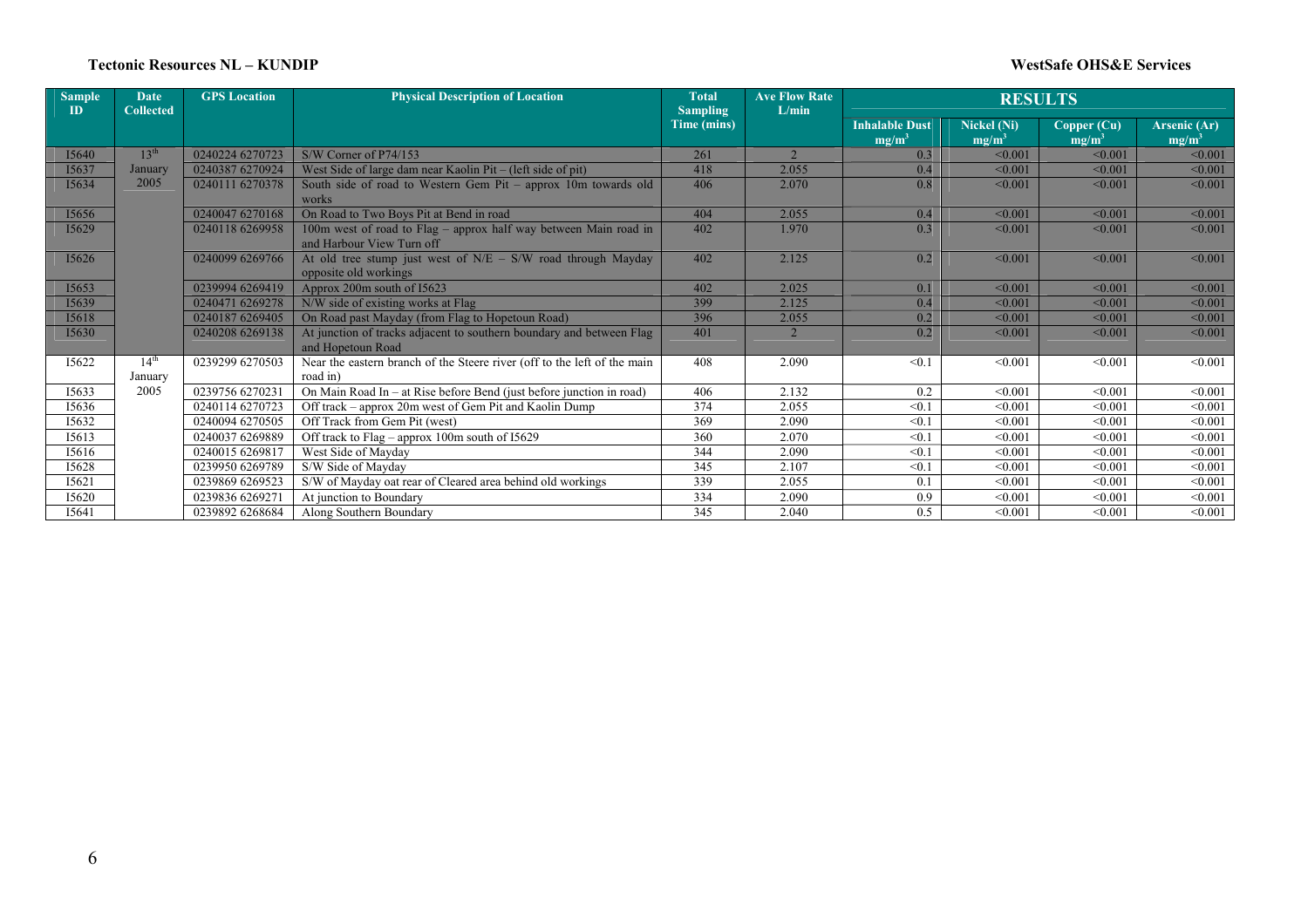| Sample ID | Date Collected | GPS Location | Physical Description of Location | Total Sampling Time (mins) | Ave Flow Rate L/min | RESULTS | | | |
|---|---|---|---|---|---|---|---|---|---|
| | | | | | | Inhalable Dust $mg/m^3$ | Nickel (Ni) $mg/m^3$ | Copper (Cu) $mg/m^3$ | Arsenic (Ar) $mg/m^3$ |
| I5640 | 13th January 2005 | 0240224 6270723 | S/W Corner of P74/153 | 261 | 2 | 0.3 | <0.001 | <0.001 | <0.001 |
| I5637 | | 0240387 6270924 | West Side of large dam near Kaolin Pit – (left side of pit) | 418 | 2.055 | 0.4 | <0.001 | <0.001 | <0.001 |
| I5634 | | 0240111 6270378 | South side of road to Western Gem Pit – approx 10m towards old works | 406 | 2.070 | 0.8 | <0.001 | <0.001 | <0.001 |
| I5656 | | 0240047 6270168 | On Road to Two Boys Pit at Bend in road | 404 | 2.055 | 0.4 | <0.001 | <0.001 | <0.001 |
| I5629 | | 0240118 6269958 | 100m west of road to Flag – approx half way between Main road in and Harbour View Turn off | 402 | 1.970 | 0.3 | <0.001 | <0.001 | <0.001 |
| I5626 | | 0240099 6269766 | At old tree stump just west of N/E – S/W road through Mayday opposite old workings | 402 | 2.125 | 0.2 | <0.001 | <0.001 | <0.001 |
| I5653 | | 0239994 6269419 | Approx 200m south of I5623 | 402 | 2.025 | 0.1 | <0.001 | <0.001 | <0.001 |
| I5639 | | 0240471 6269278 | N/W side of existing works at Flag | 399 | 2.125 | 0.4 | <0.001 | <0.001 | <0.001 |
| I5618 | | 0240187 6269405 | On Road past Mayday (from Flag to Hopetoun Road) | 396 | 2.055 | 0.2 | <0.001 | <0.001 | <0.001 |
| I5630 | | 0240208 6269138 | At junction of tracks adjacent to southern boundary and between Flag and Hopetoun Road | 401 | 2 | 0.2 | <0.001 | <0.001 | <0.001 |
| I5622 | 14th January 2005 | 0239299 6270503 | Near the eastern branch of the Steere river (off to the left of the main road in) | 408 | 2.090 | <0.1 | <0.001 | <0.001 | <0.001 |
| I5633 | | 0239756 6270231 | On Main Road In – at Rise before Bend (just before junction in road) | 406 | 2.132 | 0.2 | <0.001 | <0.001 | <0.001 |
| I5636 | | 0240114 6270723 | Off track – approx 20m west of Gem Pit and Kaolin Dump | 374 | 2.055 | <0.1 | <0.001 | <0.001 | <0.001 |
| I5632 | | 0240094 6270505 | Off Track from Gem Pit (west) | 369 | 2.090 | <0.1 | <0.001 | <0.001 | <0.001 |
| I5613 | | 0240037 6269889 | Off track to Flag – approx 100m south of I5629 | 360 | 2.070 | <0.1 | <0.001 | <0.001 | <0.001 |
| I5616 | | 0240015 6269817 | West Side of Mayday | 344 | 2.090 | <0.1 | <0.001 | <0.001 | <0.001 |
| I5628 | | 0239950 6269789 | S/W Side of Mayday | 345 | 2.107 | <0.1 | <0.001 | <0.001 | <0.001 |
| I5621 | | 0239869 6269523 | S/W of Mayday oat rear of Cleared area behind old workings | 339 | 2.055 | 0.1 | <0.001 | <0.001 | <0.001 |
| I5620 | | 0239836 6269271 | At junction to Boundary | 334 | 2.090 | 0.9 | <0.001 | <0.001 | <0.001 |
| I5641 | | 0239892 6268684 | Along Southern Boundary | 345 | 2.040 | 0.5 | <0.001 | <0.001 | <0.001 |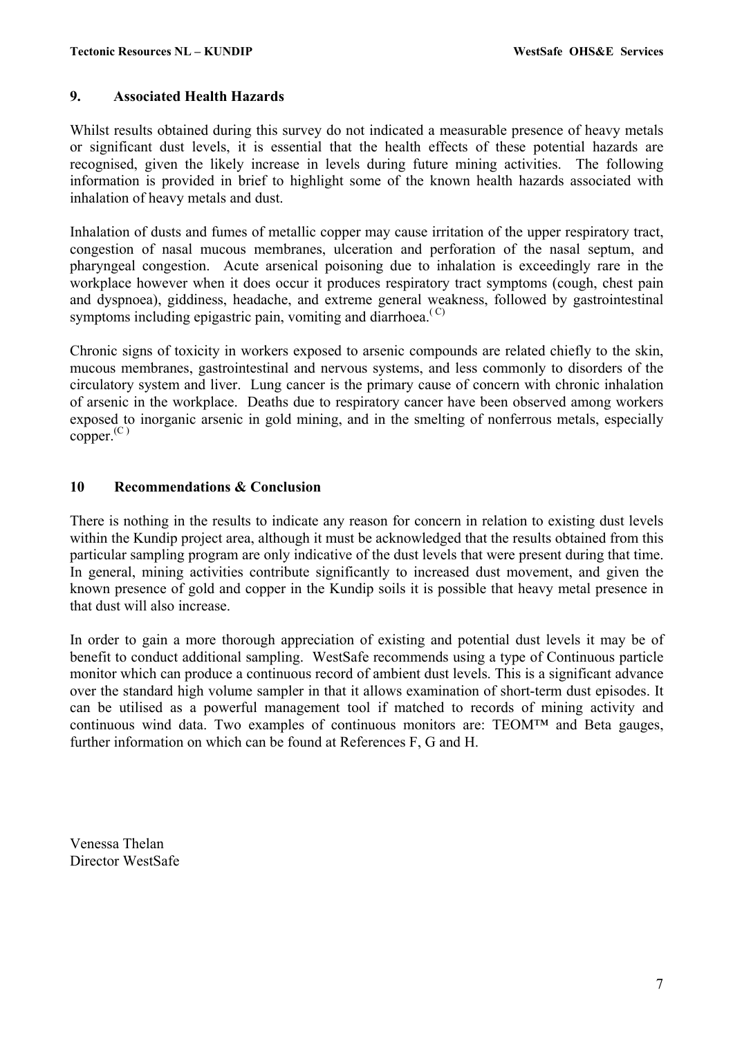## 9. Associated Health Hazards

Whilst results obtained during this survey do not indicated a measurable presence of heavy metals or significant dust levels, it is essential that the health effects of these potential hazards are recognised, given the likely increase in levels during future mining activities. The following information is provided in brief to highlight some of the known health hazards associated with inhalation of heavy metals and dust.

Inhalation of dusts and fumes of metallic copper may cause irritation of the upper respiratory tract, congestion of nasal mucous membranes, ulceration and perforation of the nasal septum, and pharyngeal congestion. Acute arsenical poisoning due to inhalation is exceedingly rare in the workplace however when it does occur it produces respiratory tract symptoms (cough, chest pain and dyspnoea), giddiness, headache, and extreme general weakness, followed by gastrointestinal symptoms including epigastric pain, vomiting and diarrhoea.[C]

Chronic signs of toxicity in workers exposed to arsenic compounds are related chiefly to the skin, mucous membranes, gastrointestinal and nervous systems, and less commonly to disorders of the circulatory system and liver. Lung cancer is the primary cause of concern with chronic inhalation of arsenic in the workplace. Deaths due to respiratory cancer have been observed among workers exposed to inorganic arsenic in gold mining, and in the smelting of nonferrous metals, especially copper.[C]

## 10 Recommendations & Conclusion

There is nothing in the results to indicate any reason for concern in relation to existing dust levels within the Kundip project area, although it must be acknowledged that the results obtained from this particular sampling program are only indicative of the dust levels that were present during that time. In general, mining activities contribute significantly to increased dust movement, and given the known presence of gold and copper in the Kundip soils it is possible that heavy metal presence in that dust will also increase.

In order to gain a more thorough appreciation of existing and potential dust levels it may be of benefit to conduct additional sampling. WestSafe recommends using a type of Continuous particle monitor which can produce a continuous record of ambient dust levels. This is a significant advance over the standard high volume sampler in that it allows examination of short-term dust episodes. It can be utilised as a powerful management tool if matched to records of mining activity and continuous wind data. Two examples of continuous monitors are: TEOM™ and Beta gauges, further information on which can be found at References F, G and H.

Venessa Thelan
Director WestSafe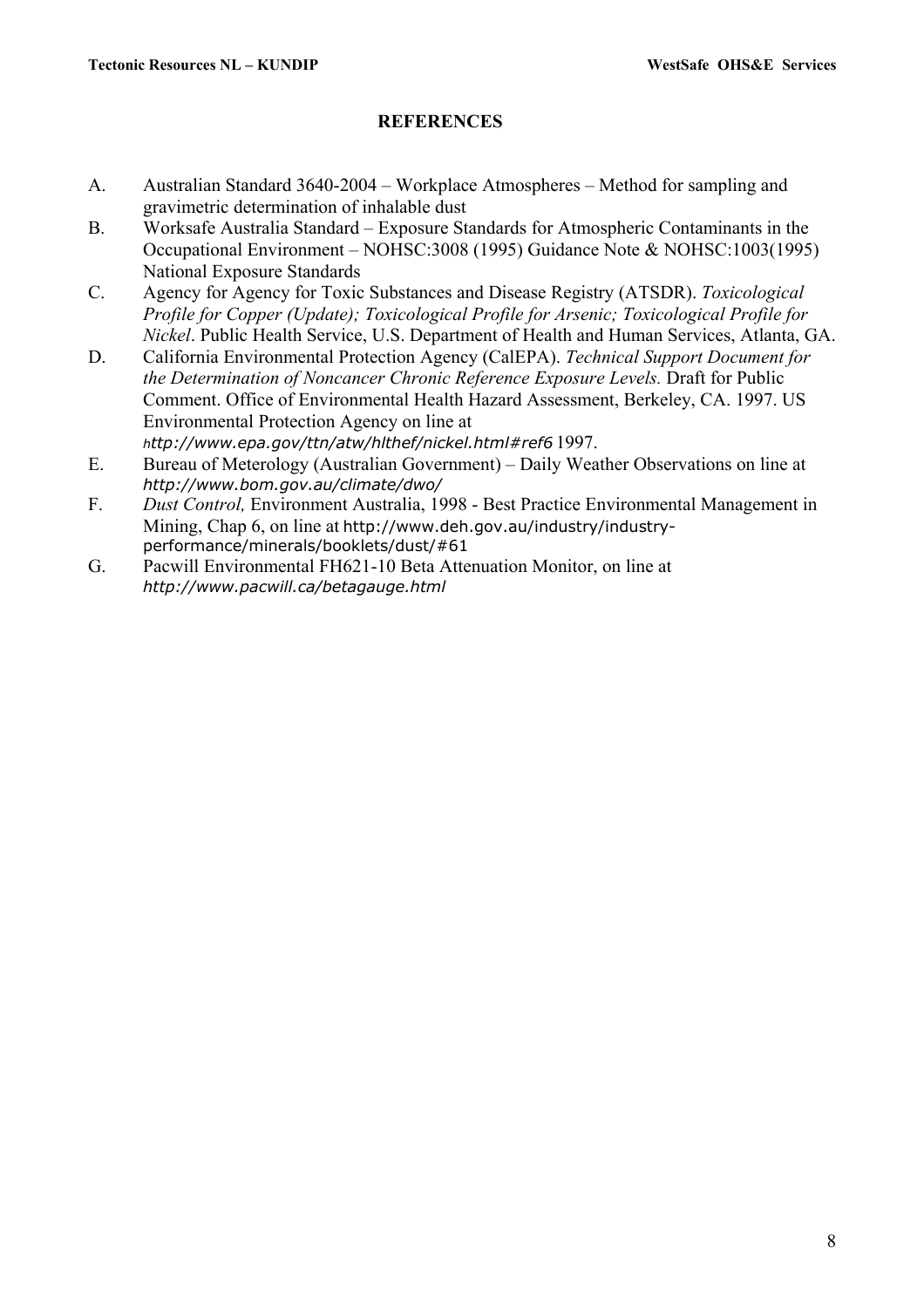## REFERENCES

A. Australian Standard 3640-2004 – Workplace Atmospheres – Method for sampling and gravimetric determination of inhalable dust

B. Worksafe Australia Standard – Exposure Standards for Atmospheric Contaminants in the Occupational Environment – NOHSC:3008 (1995) Guidance Note & NOHSC:1003(1995) National Exposure Standards

C. Agency for Agency for Toxic Substances and Disease Registry (ATSDR). *Toxicological Profile for Copper (Update); Toxicological Profile for Arsenic; Toxicological Profile for Nickel*. Public Health Service, U.S. Department of Health and Human Services, Atlanta, GA.

D. California Environmental Protection Agency (CalEPA). *Technical Support Document for the Determination of Noncancer Chronic Reference Exposure Levels.* Draft for Public Comment. Office of Environmental Health Hazard Assessment, Berkeley, CA. 1997. US Environmental Protection Agency on line at *http://www.epa.gov/ttn/atw/hlthef/nickel.html#ref6* 1997.

E. Bureau of Meterology (Australian Government) – Daily Weather Observations on line at *http://www.bom.gov.au/climate/dwo/*

F. *Dust Control,* Environment Australia, 1998 - Best Practice Environmental Management in Mining, Chap 6, on line at http://www.deh.gov.au/industry/industry-performance/minerals/booklets/dust/#61

G. Pacwill Environmental FH621-10 Beta Attenuation Monitor, on line at *http://www.pacwill.ca/betagauge.html*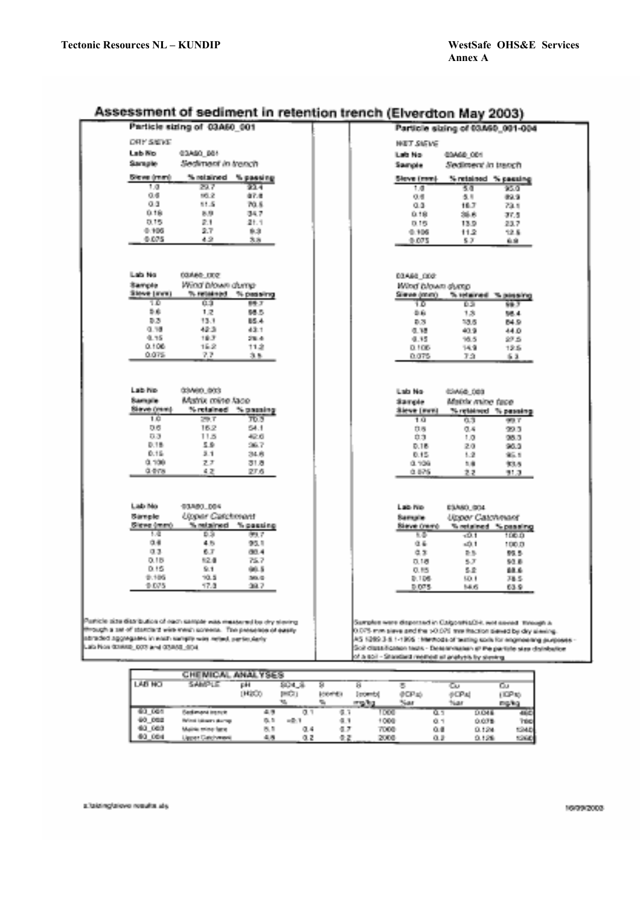# Assessment of sediment in retention trench (Elverdton May 2003)

## Particle sizing of 03A60_001

DRY SIEVE

Lab No 03A60_001
Sample *Sediment in trench*

| Sieve (mm) | % retained | % passing |
|---|---|---|
| 1.0 | 29.7 | 93.4 |
| 0.6 | 16.2 | 87.8 |
| 0.3 | 11.5 | 70.5 |
| 0.18 | 8.9 | 34.7 |
| 0.15 | 2.1 | 21.1 |
| 0.106 | 2.7 | 9.3 |
| 0.075 | 4.2 | 3.5 |

Lab No 03A60_002
Sample *Wind blown dump*

| Sieve (mm) | % retained | % passing |
|---|---|---|
| 1.0 | 0.3 | 99.7 |
| 0.6 | 1.2 | 98.5 |
| 0.3 | 13.1 | 85.4 |
| 0.18 | 42.3 | 43.1 |
| 0.15 | 16.7 | 26.4 |
| 0.106 | 15.2 | 11.2 |
| 0.075 | 7.7 | 3.5 |

Lab No 03A60_003
Sample *Matrix mine face*

| Sieve (mm) | % retained | % passing |
|---|---|---|
| 1.0 | 29.7 | 70.3 |
| 0.6 | 16.2 | 54.1 |
| 0.3 | 11.5 | 42.6 |
| 0.18 | 5.9 | 36.7 |
| 0.15 | 2.1 | 34.6 |
| 0.106 | 2.7 | 31.8 |
| 0.075 | 4.2 | 27.6 |

Lab No 03A60_004
Sample *Upper Catchment*

| Sieve (mm) | % retained | % passing |
|---|---|---|
| 1.0 | 0.3 | 99.7 |
| 0.6 | 4.5 | 95.1 |
| 0.3 | 6.7 | 88.4 |
| 0.18 | 12.8 | 75.7 |
| 0.15 | 9.1 | 66.5 |
| 0.106 | 10.5 | 56.0 |
| 0.075 | 17.3 | 38.7 |

Particle size distribution of each sample was measured by dry sieving through a set of standard wire mesh screens. The presence of easily abraded aggregates in each sample was noted, particularly Lab Nos 03A60_003 and 03A60_004.

## Particle sizing of 03A60_001-004

WET SIEVE

Lab No 03A60_001
Sample *Sediment in trench*

| Sieve (mm) | % retained | % passing |
|---|---|---|
| 1.0 | 5.0 | 95.0 |
| 0.6 | 5.1 | 89.9 |
| 0.3 | 16.7 | 73.1 |
| 0.18 | 35.6 | 37.5 |
| 0.15 | 13.9 | 23.7 |
| 0.106 | 11.2 | 12.5 |
| 0.075 | 5.7 | 6.8 |

03A60_002
*Wind blown dump*

| Sieve (mm) | % retained | % passing |
|---|---|---|
| 1.0 | 0.3 | 99.7 |
| 0.6 | 1.3 | 98.4 |
| 0.3 | 13.5 | 84.9 |
| 0.18 | 40.9 | 44.0 |
| 0.15 | 16.5 | 27.5 |
| 0.106 | 14.9 | 12.5 |
| 0.075 | 7.3 | 5.3 |

Lab No 03A60_003
Sample *Matrix mine face*

| Sieve (mm) | % retained | % passing |
|---|---|---|
| 1.0 | 0.3 | 99.7 |
| 0.6 | 0.4 | 99.3 |
| 0.3 | 1.0 | 98.3 |
| 0.18 | 2.0 | 96.3 |
| 0.15 | 1.2 | 95.1 |
| 0.106 | 1.6 | 93.5 |
| 0.075 | 2.2 | 91.3 |

Lab No 03A60_004
Sample *Upper Catchment*

| Sieve (mm) | % retained | % passing |
|---|---|---|
| 1.0 | <0.1 | 100.0 |
| 0.6 | <0.1 | 100.0 |
| 0.3 | 0.5 | 99.5 |
| 0.18 | 5.7 | 93.8 |
| 0.15 | 5.2 | 88.6 |
| 0.106 | 10.1 | 78.5 |
| 0.075 | 14.6 | 63.9 |

Samples were dispersed in Calgon/NaOH, wet sieved through a 0.075 mm sieve and the >0.075 mm fraction sieved by dry sieving. AS 1289.3.6.1-1995 : Methods of testing soils for engineering purposes - Soil classification tests - Determination of the particle size distribution of a soil - Standard method of analysis by sieving.

## CHEMICAL ANALYSES

| LAB NO | SAMPLE | pH (H2O) | SO4_S (HCl) % | S (comb) % | S (comb) mg/kg | S (ICPa) %ar | Cu (ICPa) %ar | Cu (ICPa) mg/kg |
|---|---|---|---|---|---|---|---|---|
| 60_001 | Sediment trench | 4.9 | 0.1 | 0.1 | 1000 | 0.1 | 0.046 | 460 |
| 60_002 | Wind blown dump | 5.1 | <0.1 | 0.1 | 1000 | 0.1 | 0.078 | 780 |
| 60_003 | Matrix mine face | 5.1 | 0.4 | 0.7 | 7000 | 0.8 | 0.124 | 1240 |
| 60_004 | Upper Catchment | 4.8 | 0.2 | 0.2 | 2000 | 0.2 | 0.126 | 1260 |

a:\sizing\sieve results.xls 16/09/2003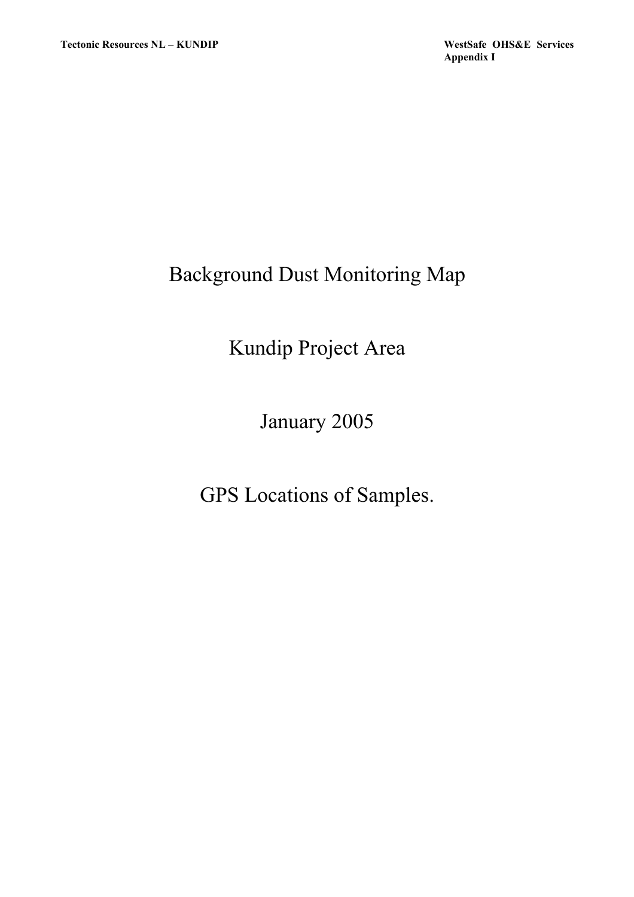# Background Dust Monitoring Map

# Kundip Project Area

# January 2005

# GPS Locations of Samples.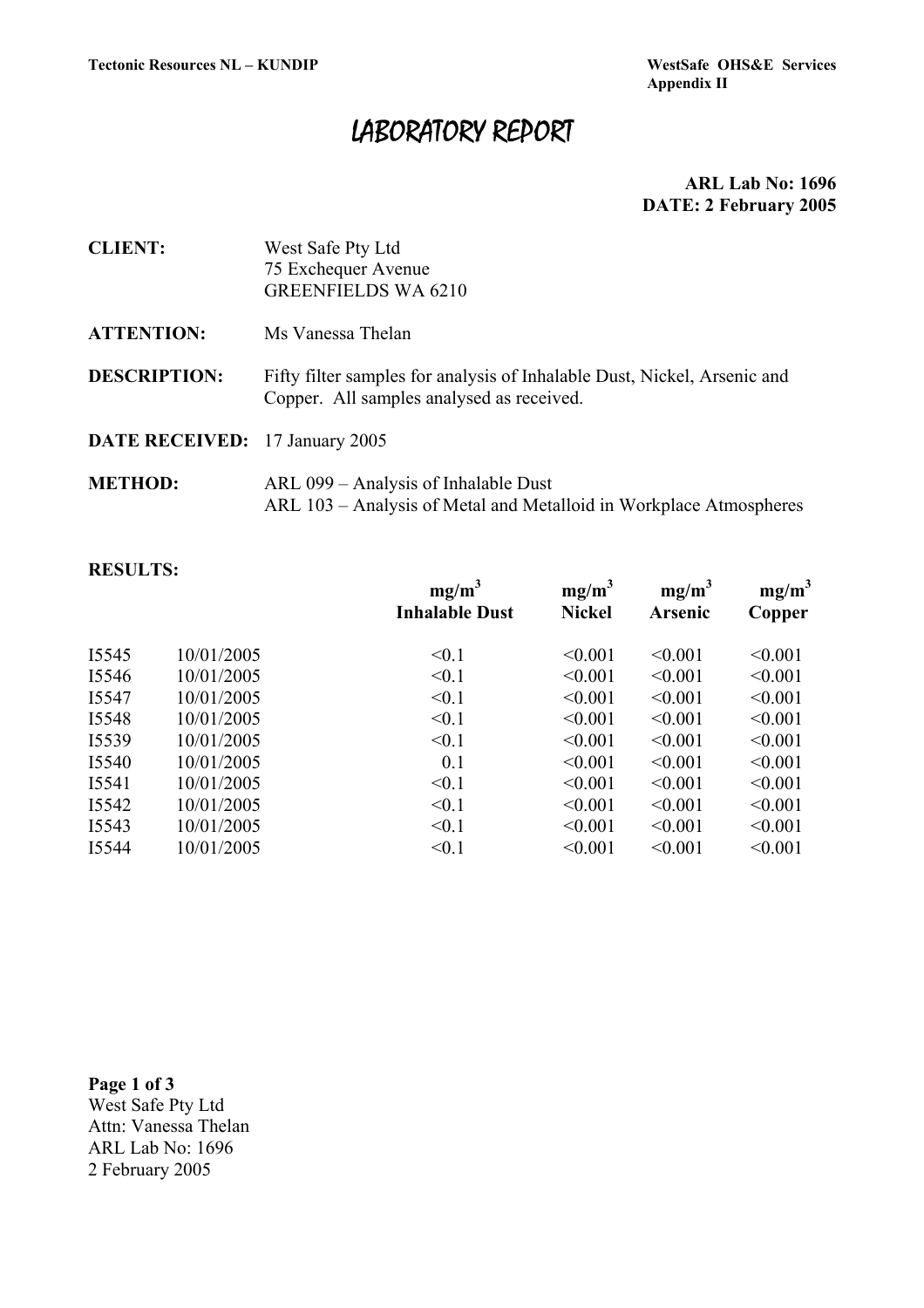# LABORATORY REPORT

**ARL Lab No: 1696**
**DATE: 2 February 2005**

**CLIENT:** West Safe Pty Ltd
75 Exchequer Avenue
GREENFIELDS WA 6210

**ATTENTION:** Ms Vanessa Thelan

**DESCRIPTION:** Fifty filter samples for analysis of Inhalable Dust, Nickel, Arsenic and Copper. All samples analysed as received.

**DATE RECEIVED:** 17 January 2005

**METHOD:** ARL 099 – Analysis of Inhalable Dust
ARL 103 – Analysis of Metal and Metalloid in Workplace Atmospheres

**RESULTS:**

| | | $mg/m^3$ Inhalable Dust | $mg/m^3$ Nickel | $mg/m^3$ Arsenic | $mg/m^3$ Copper |
|---|---|---|---|---|---|
| I5545 | 10/01/2005 | <0.1 | <0.001 | <0.001 | <0.001 |
| I5546 | 10/01/2005 | <0.1 | <0.001 | <0.001 | <0.001 |
| I5547 | 10/01/2005 | <0.1 | <0.001 | <0.001 | <0.001 |
| I5548 | 10/01/2005 | <0.1 | <0.001 | <0.001 | <0.001 |
| I5539 | 10/01/2005 | <0.1 | <0.001 | <0.001 | <0.001 |
| I5540 | 10/01/2005 | 0.1 | <0.001 | <0.001 | <0.001 |
| I5541 | 10/01/2005 | <0.1 | <0.001 | <0.001 | <0.001 |
| I5542 | 10/01/2005 | <0.1 | <0.001 | <0.001 | <0.001 |
| I5543 | 10/01/2005 | <0.1 | <0.001 | <0.001 | <0.001 |
| I5544 | 10/01/2005 | <0.1 | <0.001 | <0.001 | <0.001 |

West Safe Pty Ltd
Attn: Vanessa Thelan
ARL Lab No: 1696
2 February 2005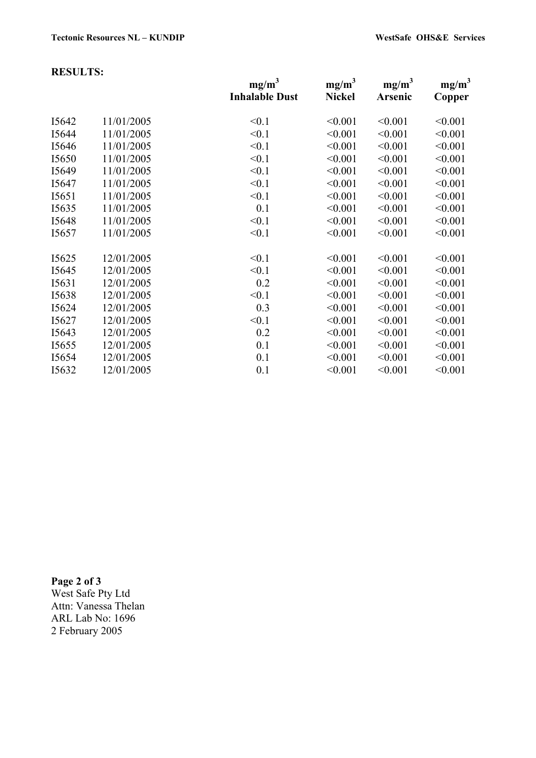**RESULTS:**

| | | mg/m³ Inhalable Dust | mg/m³ Nickel | mg/m³ Arsenic | mg/m³ Copper |
|---|---|---|---|---|---|
| I5642 | 11/01/2005 | <0.1 | <0.001 | <0.001 | <0.001 |
| I5644 | 11/01/2005 | <0.1 | <0.001 | <0.001 | <0.001 |
| I5646 | 11/01/2005 | <0.1 | <0.001 | <0.001 | <0.001 |
| I5650 | 11/01/2005 | <0.1 | <0.001 | <0.001 | <0.001 |
| I5649 | 11/01/2005 | <0.1 | <0.001 | <0.001 | <0.001 |
| I5647 | 11/01/2005 | <0.1 | <0.001 | <0.001 | <0.001 |
| I5651 | 11/01/2005 | <0.1 | <0.001 | <0.001 | <0.001 |
| I5635 | 11/01/2005 | 0.1 | <0.001 | <0.001 | <0.001 |
| I5648 | 11/01/2005 | <0.1 | <0.001 | <0.001 | <0.001 |
| I5657 | 11/01/2005 | <0.1 | <0.001 | <0.001 | <0.001 |
| I5625 | 12/01/2005 | <0.1 | <0.001 | <0.001 | <0.001 |
| I5645 | 12/01/2005 | <0.1 | <0.001 | <0.001 | <0.001 |
| I5631 | 12/01/2005 | 0.2 | <0.001 | <0.001 | <0.001 |
| I5638 | 12/01/2005 | <0.1 | <0.001 | <0.001 | <0.001 |
| I5624 | 12/01/2005 | 0.3 | <0.001 | <0.001 | <0.001 |
| I5627 | 12/01/2005 | <0.1 | <0.001 | <0.001 | <0.001 |
| I5643 | 12/01/2005 | 0.2 | <0.001 | <0.001 | <0.001 |
| I5655 | 12/01/2005 | 0.1 | <0.001 | <0.001 | <0.001 |
| I5654 | 12/01/2005 | 0.1 | <0.001 | <0.001 | <0.001 |
| I5632 | 12/01/2005 | 0.1 | <0.001 | <0.001 | <0.001 |

West Safe Pty Ltd
Attn: Vanessa Thelan
ARL Lab No: 1696
2 February 2005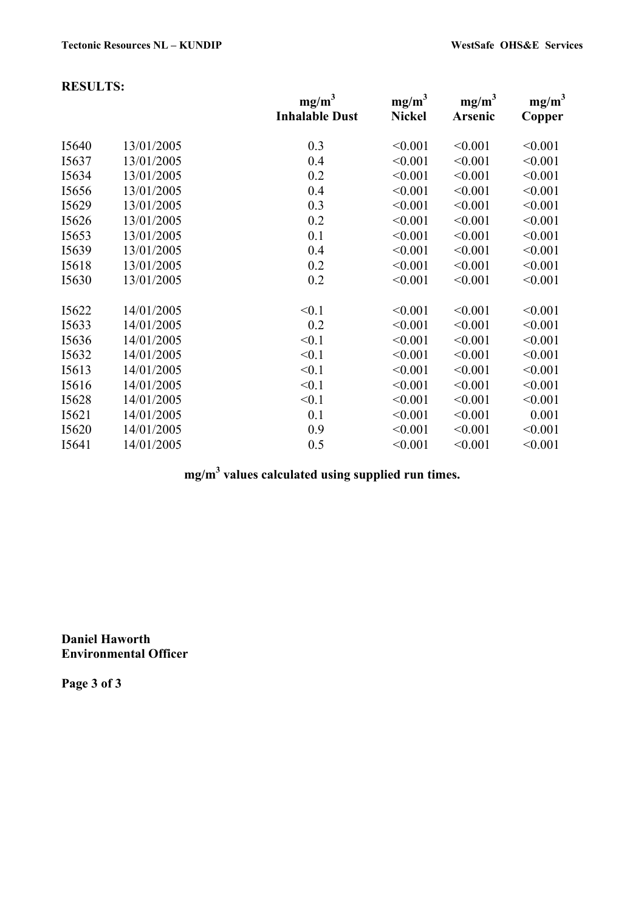**RESULTS:**

| | | mg/m³ Inhalable Dust | mg/m³ Nickel | mg/m³ Arsenic | mg/m³ Copper |
|---|---|---|---|---|---|
| I5640 | 13/01/2005 | 0.3 | <0.001 | <0.001 | <0.001 |
| I5637 | 13/01/2005 | 0.4 | <0.001 | <0.001 | <0.001 |
| I5634 | 13/01/2005 | 0.2 | <0.001 | <0.001 | <0.001 |
| I5656 | 13/01/2005 | 0.4 | <0.001 | <0.001 | <0.001 |
| I5629 | 13/01/2005 | 0.3 | <0.001 | <0.001 | <0.001 |
| I5626 | 13/01/2005 | 0.2 | <0.001 | <0.001 | <0.001 |
| I5653 | 13/01/2005 | 0.1 | <0.001 | <0.001 | <0.001 |
| I5639 | 13/01/2005 | 0.4 | <0.001 | <0.001 | <0.001 |
| I5618 | 13/01/2005 | 0.2 | <0.001 | <0.001 | <0.001 |
| I5630 | 13/01/2005 | 0.2 | <0.001 | <0.001 | <0.001 |
| I5622 | 14/01/2005 | <0.1 | <0.001 | <0.001 | <0.001 |
| I5633 | 14/01/2005 | 0.2 | <0.001 | <0.001 | <0.001 |
| I5636 | 14/01/2005 | <0.1 | <0.001 | <0.001 | <0.001 |
| I5632 | 14/01/2005 | <0.1 | <0.001 | <0.001 | <0.001 |
| I5613 | 14/01/2005 | <0.1 | <0.001 | <0.001 | <0.001 |
| I5616 | 14/01/2005 | <0.1 | <0.001 | <0.001 | <0.001 |
| I5628 | 14/01/2005 | <0.1 | <0.001 | <0.001 | <0.001 |
| I5621 | 14/01/2005 | 0.1 | <0.001 | <0.001 | 0.001 |
| I5620 | 14/01/2005 | 0.9 | <0.001 | <0.001 | <0.001 |
| I5641 | 14/01/2005 | 0.5 | <0.001 | <0.001 | <0.001 |

**mg/m³ values calculated using supplied run times.**

**Daniel Haworth**
**Environmental Officer**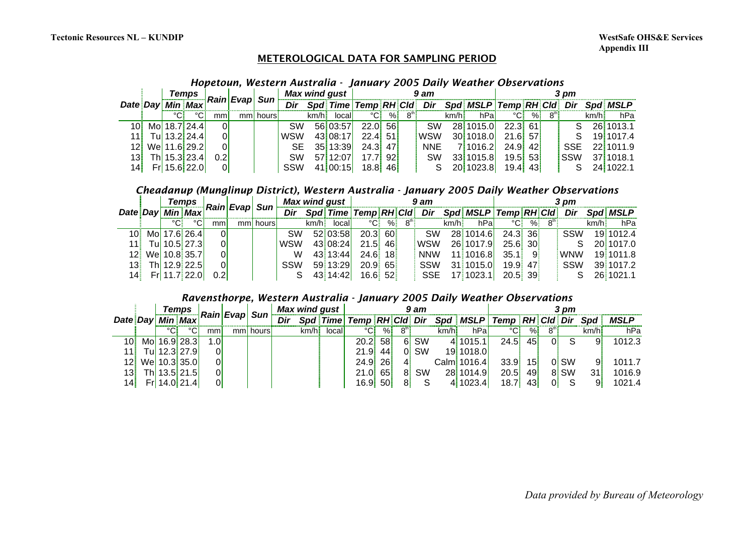## METEROLOGICAL DATA FOR SAMPLING PERIOD

### *Hopetoun, Western Australia - January 2005 Daily Weather Observations*

| Date | Day | Temps Min | Temps Max | Rain | Evap | Sun | Max wind gust Dir | Max wind gust Spd | Max wind gust Time | 9 am Temp | 9 am RH | 9 am Cld | 9 am Dir | 9 am Spd | 9 am MSLP | 3 pm Temp | 3 pm RH | 3 pm Cld | 3 pm Dir | 3 pm Spd | 3 pm MSLP |
|---|---|---|---|---|---|---|---|---|---|---|---|---|---|---|---|---|---|---|---|---|---|
| | | °C | °C | mm | mm | hours | | km/h | local | °C | % | 8th | | km/h | hPa | °C | % | 8th | | km/h | hPa |
| 10 | Mo | 18.7 | 24.4 | 0 | | | SW | 56 | 03:57 | 22.0 | 56 | | SW | 28 | 1015.0 | 22.3 | 61 | | S | 26 | 1013.1 |
| 11 | Tu | 13.2 | 24.4 | 0 | | | WSW | 43 | 08:17 | 22.4 | 51 | | WSW | 30 | 1018.0 | 21.6 | 57 | | S | 19 | 1017.4 |
| 12 | We | 11.6 | 29.2 | 0 | | | SE | 35 | 13:39 | 24.3 | 47 | | NNE | 7 | 1016.2 | 24.9 | 42 | | SSE | 22 | 1011.9 |
| 13 | Th | 15.3 | 23.4 | 0.2 | | | SW | 57 | 12:07 | 17.7 | 92 | | SW | 33 | 1015.8 | 19.5 | 53 | | SSW | 37 | 1018.1 |
| 14 | Fr | 15.6 | 22.0 | 0 | | | SSW | 41 | 00:15 | 18.8 | 46 | | S | 20 | 1023.8 | 19.4 | 43 | | S | 24 | 1022.1 |

### *Cheadanup (Munglinup District), Western Australia - January 2005 Daily Weather Observations*

| Date | Day | Temps Min | Temps Max | Rain | Evap | Sun | Max wind gust Dir | Max wind gust Spd | Max wind gust Time | 9 am Temp | 9 am RH | 9 am Cld | 9 am Dir | 9 am Spd | 9 am MSLP | 3 pm Temp | 3 pm RH | 3 pm Cld | 3 pm Dir | 3 pm Spd | 3 pm MSLP |
|---|---|---|---|---|---|---|---|---|---|---|---|---|---|---|---|---|---|---|---|---|---|
| | | °C | °C | mm | mm | hours | | km/h | local | °C | % | 8th | | km/h | hPa | °C | % | 8th | | km/h | hPa |
| 10 | Mo | 17.6 | 26.4 | 0 | | | SW | 52 | 03:58 | 20.3 | 60 | | SW | 28 | 1014.6 | 24.3 | 36 | | SSW | 19 | 1012.4 |
| 11 | Tu | 10.5 | 27.3 | 0 | | | WSW | 43 | 08:24 | 21.5 | 46 | | WSW | 26 | 1017.9 | 25.6 | 30 | | S | 20 | 1017.0 |
| 12 | We | 10.8 | 35.7 | 0 | | | W | 43 | 13:44 | 24.6 | 18 | | NNW | 11 | 1016.8 | 35.1 | 9 | | WNW | 19 | 1011.8 |
| 13 | Th | 12.9 | 22.5 | 0 | | | SSW | 59 | 13:29 | 20.9 | 65 | | SSW | 31 | 1015.0 | 19.9 | 47 | | SSW | 39 | 1017.2 |
| 14 | Fr | 11.7 | 22.0 | 0.2 | | | S | 43 | 14:42 | 16.6 | 52 | | SSE | 17 | 1023.1 | 20.5 | 39 | | S | 26 | 1021.1 |

### *Ravensthorpe, Western Australia - January 2005 Daily Weather Observations*

| Date | Day | Temps Min | Temps Max | Rain | Evap | Sun | Max wind gust Dir | Max wind gust Spd | Max wind gust Time | 9 am Temp | 9 am RH | 9 am Cld | 9 am Dir | 9 am Spd | 9 am MSLP | 3 pm Temp | 3 pm RH | 3 pm Cld | 3 pm Dir | 3 pm Spd | 3 pm MSLP |
|---|---|---|---|---|---|---|---|---|---|---|---|---|---|---|---|---|---|---|---|---|---|
| | | °C | °C | mm | mm | hours | | km/h | local | °C | % | 8th | | km/h | hPa | °C | % | 8th | | km/h | hPa |
| 10 | Mo | 16.9 | 28.3 | 1.0 | | | | | | 20.2 | 58 | 6 | SW | 4 | 1015.1 | 24.5 | 45 | 0 | S | 9 | 1012.3 |
| 11 | Tu | 12.3 | 27.9 | 0 | | | | | | 21.9 | 44 | 0 | SW | 19 | 1018.0 | | | | | | |
| 12 | We | 10.3 | 35.0 | 0 | | | | | | 24.9 | 26 | 4 | | Calm | 1016.4 | 33.9 | 15 | 0 | SW | 9 | 1011.7 |
| 13 | Th | 13.5 | 21.5 | 0 | | | | | | 21.0 | 65 | 8 | SW | 28 | 1014.9 | 20.5 | 49 | 8 | SW | 31 | 1016.9 |
| 14 | Fr | 14.0 | 21.4 | 0 | | | | | | 16.9 | 50 | 8 | S | 4 | 1023.4 | 18.7 | 43 | 0 | S | 9 | 1021.4 |

*Data provided by Bureau of Meteorology*